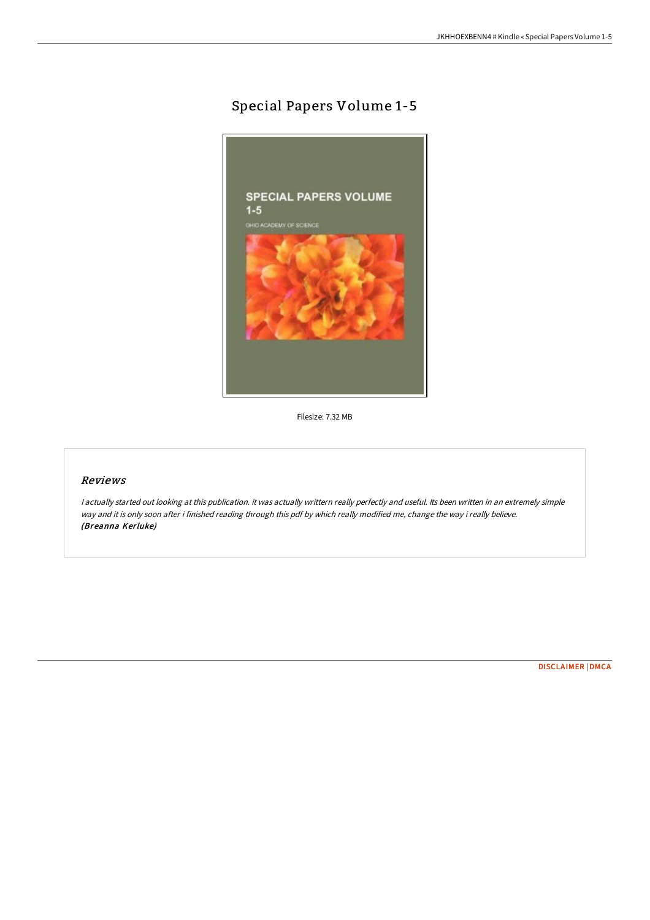# Special Papers Volume 1-5

Filesize: 7.32 MB

## *Reviews*

*I actually started out looking at this publication. it was actually writtern really perfectly and useful. Its been written in an extremely simple way and it is only soon after i finished reading through this pdf by which really modified me, change the way i really believe.*
***(Breanna Kerluke)***

DISCLAIMER | DMCA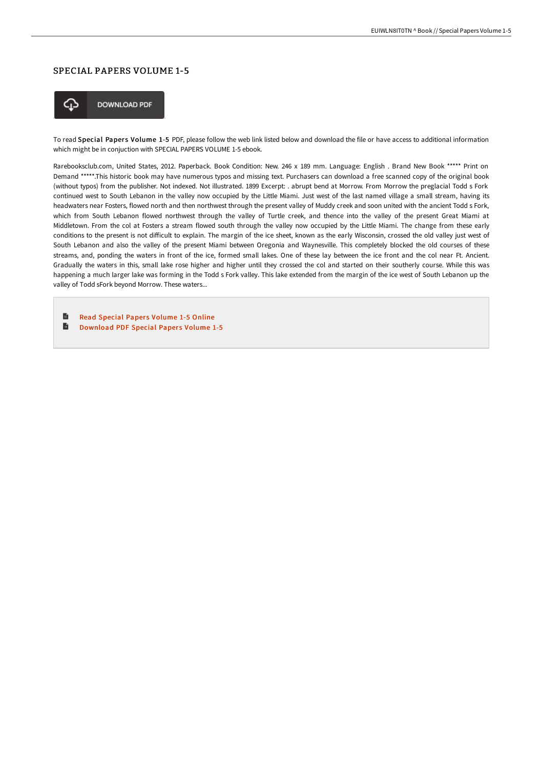## SPECIAL PAPERS VOLUME 1-5

DOWNLOAD PDF

To read **Special Papers Volume 1-5** PDF, please follow the web link listed below and download the file or have access to additional information which might be in conjuction with SPECIAL PAPERS VOLUME 1-5 ebook.

Rarebooksclub.com, United States, 2012. Paperback. Book Condition: New. 246 x 189 mm. Language: English . Brand New Book ***** Print on Demand *****.This historic book may have numerous typos and missing text. Purchasers can download a free scanned copy of the original book (without typos) from the publisher. Not indexed. Not illustrated. 1899 Excerpt: . abrupt bend at Morrow. From Morrow the preglacial Todd s Fork continued west to South Lebanon in the valley now occupied by the Little Miami. Just west of the last named village a small stream, having its headwaters near Fosters, flowed north and then northwest through the present valley of Muddy creek and soon united with the ancient Todd s Fork, which from South Lebanon flowed northwest through the valley of Turtle creek, and thence into the valley of the present Great Miami at Middletown. From the col at Fosters a stream flowed south through the valley now occupied by the Little Miami. The change from these early conditions to the present is not difficult to explain. The margin of the ice sheet, known as the early Wisconsin, crossed the old valley just west of South Lebanon and also the valley of the present Miami between Oregonia and Waynesville. This completely blocked the old courses of these streams, and, ponding the waters in front of the ice, formed small lakes. One of these lay between the ice front and the col near Ft. Ancient. Gradually the waters in this, small lake rose higher and higher until they crossed the col and started on their southerly course. While this was happening a much larger lake was forming in the Todd s Fork valley. This lake extended from the margin of the ice west of South Lebanon up the valley of Todd sFork beyond Morrow. These waters...

- Read Special Papers Volume 1-5 Online
- Download PDF Special Papers Volume 1-5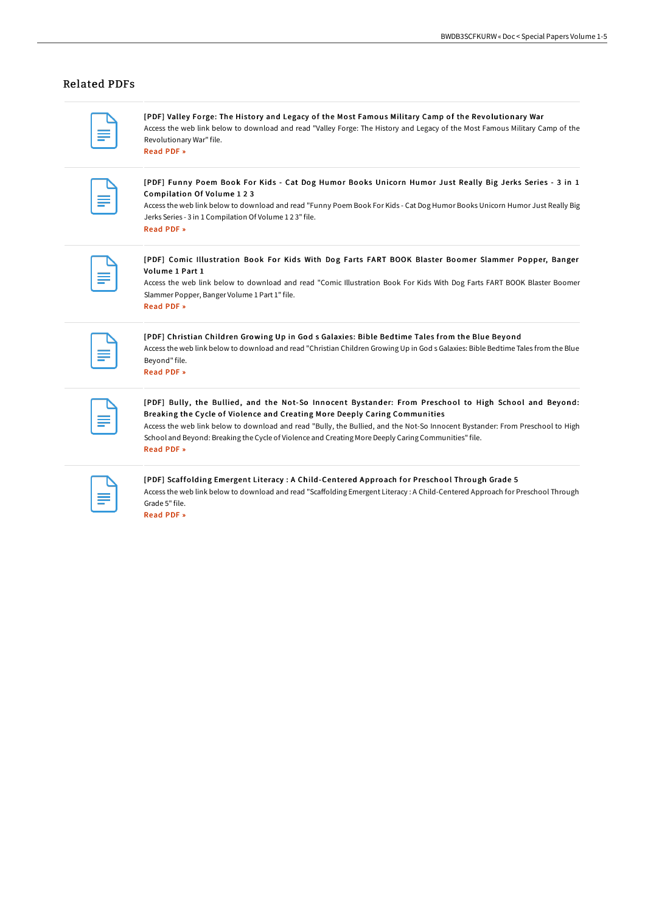## Related PDFs

[PDF] Valley Forge: The History and Legacy of the Most Famous Military Camp of the Revolutionary War
Access the web link below to download and read "Valley Forge: The History and Legacy of the Most Famous Military Camp of the Revolutionary War" file.
Read PDF »

[PDF] Funny Poem Book For Kids - Cat Dog Humor Books Unicorn Humor Just Really Big Jerks Series - 3 in 1 Compilation Of Volume 1 2 3
Access the web link below to download and read "Funny Poem Book For Kids - Cat Dog Humor Books Unicorn Humor Just Really Big Jerks Series - 3 in 1 Compilation Of Volume 1 2 3" file.
Read PDF »

[PDF] Comic Illustration Book For Kids With Dog Farts FART BOOK Blaster Boomer Slammer Popper, Banger Volume 1 Part 1
Access the web link below to download and read "Comic Illustration Book For Kids With Dog Farts FART BOOK Blaster Boomer Slammer Popper, Banger Volume 1 Part 1" file.
Read PDF »

[PDF] Christian Children Growing Up in God s Galaxies: Bible Bedtime Tales from the Blue Beyond
Access the web link below to download and read "Christian Children Growing Up in God s Galaxies: Bible Bedtime Tales from the Blue Beyond" file.
Read PDF »

[PDF] Bully, the Bullied, and the Not-So Innocent Bystander: From Preschool to High School and Beyond: Breaking the Cycle of Violence and Creating More Deeply Caring Communities
Access the web link below to download and read "Bully, the Bullied, and the Not-So Innocent Bystander: From Preschool to High School and Beyond: Breaking the Cycle of Violence and Creating More Deeply Caring Communities" file.
Read PDF »

[PDF] Scaffolding Emergent Literacy : A Child-Centered Approach for Preschool Through Grade 5
Access the web link below to download and read "Scaffolding Emergent Literacy : A Child-Centered Approach for Preschool Through Grade 5" file.
Read PDF »